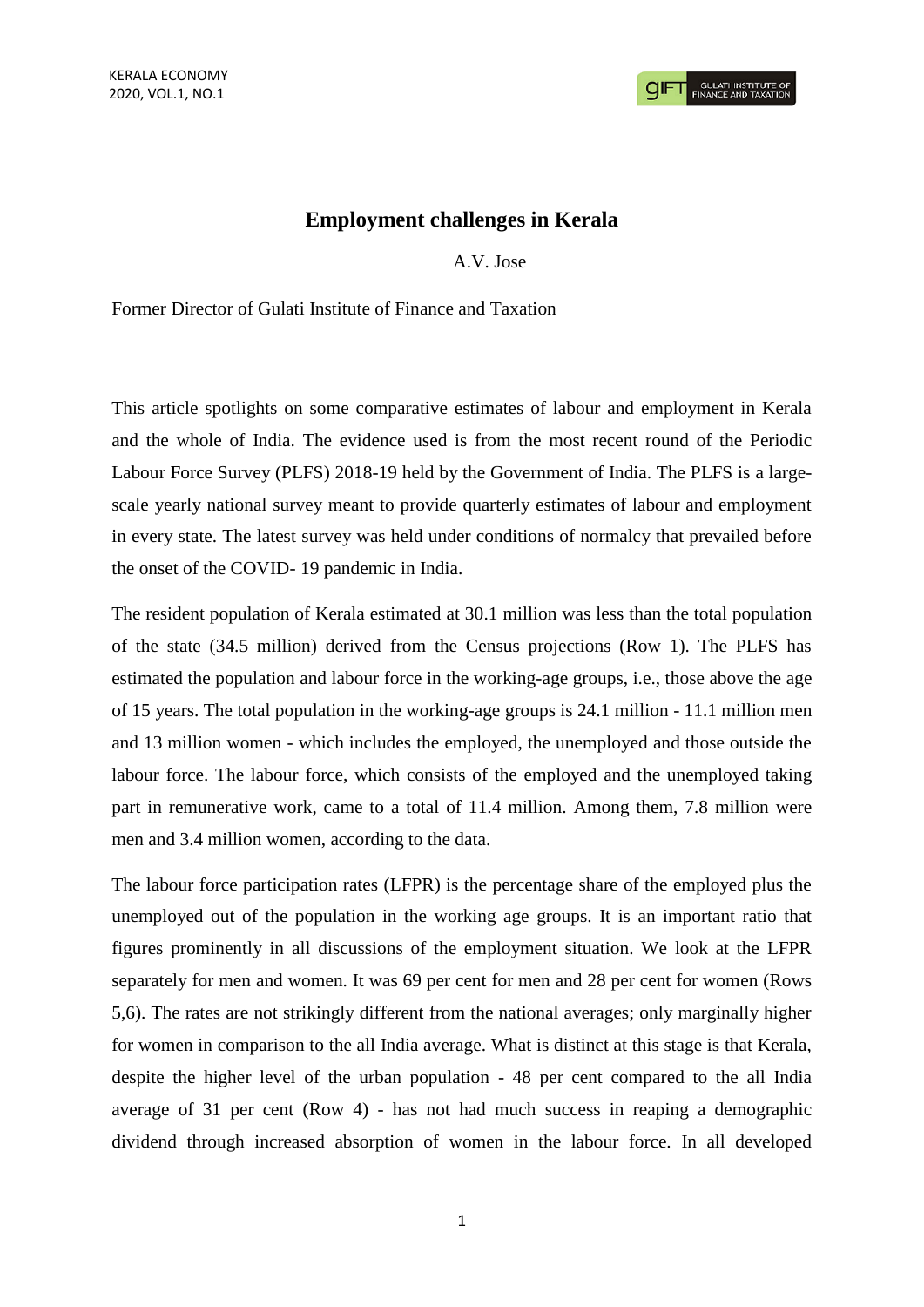# Employment challenges in Kerala

A.V. Jose

Former Director of Gulati Institute of Finance and Taxation

This article spotlights on some comparative estimates of labour and employment in Kerala and the whole of India. The evidence used is from the most recent round of the Periodic Labour Force Survey (PLFS) 2018-19 held by the Government of India. The PLFS is a large-scale yearly national survey meant to provide quarterly estimates of labour and employment in every state. The latest survey was held under conditions of normalcy that prevailed before the onset of the COVID- 19 pandemic in India.

The resident population of Kerala estimated at 30.1 million was less than the total population of the state (34.5 million) derived from the Census projections (Row 1). The PLFS has estimated the population and labour force in the working-age groups, i.e., those above the age of 15 years. The total population in the working-age groups is 24.1 million - 11.1 million men and 13 million women - which includes the employed, the unemployed and those outside the labour force. The labour force, which consists of the employed and the unemployed taking part in remunerative work, came to a total of 11.4 million. Among them, 7.8 million were men and 3.4 million women, according to the data.

The labour force participation rates (LFPR) is the percentage share of the employed plus the unemployed out of the population in the working age groups. It is an important ratio that figures prominently in all discussions of the employment situation. We look at the LFPR separately for men and women. It was 69 per cent for men and 28 per cent for women (Rows 5,6). The rates are not strikingly different from the national averages; only marginally higher for women in comparison to the all India average. What is distinct at this stage is that Kerala, despite the higher level of the urban population - 48 per cent compared to the all India average of 31 per cent (Row 4) - has not had much success in reaping a demographic dividend through increased absorption of women in the labour force. In all developed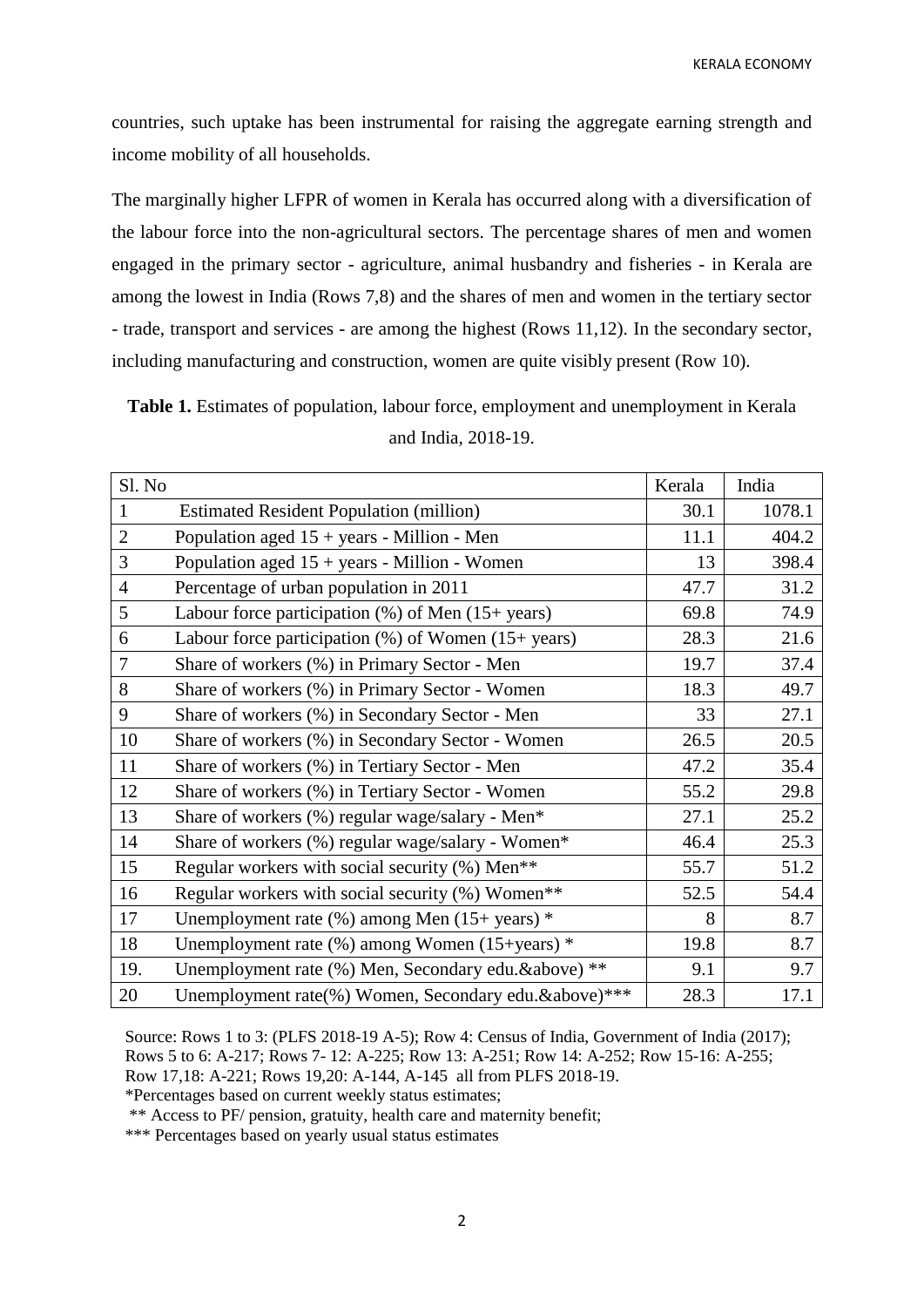countries, such uptake has been instrumental for raising the aggregate earning strength and income mobility of all households.

The marginally higher LFPR of women in Kerala has occurred along with a diversification of the labour force into the non-agricultural sectors. The percentage shares of men and women engaged in the primary sector - agriculture, animal husbandry and fisheries - in Kerala are among the lowest in India (Rows 7,8) and the shares of men and women in the tertiary sector - trade, transport and services - are among the highest (Rows 11,12). In the secondary sector, including manufacturing and construction, women are quite visibly present (Row 10).

**Table 1.** Estimates of population, labour force, employment and unemployment in Kerala and India, 2018-19.

| Sl. No | | Kerala | India |
|---|---|---|---|
| 1 | Estimated Resident Population (million) | 30.1 | 1078.1 |
| 2 | Population aged 15 + years - Million - Men | 11.1 | 404.2 |
| 3 | Population aged 15 + years - Million - Women | 13 | 398.4 |
| 4 | Percentage of urban population in 2011 | 47.7 | 31.2 |
| 5 | Labour force participation (%) of Men (15+ years) | 69.8 | 74.9 |
| 6 | Labour force participation (%) of Women (15+ years) | 28.3 | 21.6 |
| 7 | Share of workers (%) in Primary Sector - Men | 19.7 | 37.4 |
| 8 | Share of workers (%) in Primary Sector - Women | 18.3 | 49.7 |
| 9 | Share of workers (%) in Secondary Sector - Men | 33 | 27.1 |
| 10 | Share of workers (%) in Secondary Sector - Women | 26.5 | 20.5 |
| 11 | Share of workers (%) in Tertiary Sector - Men | 47.2 | 35.4 |
| 12 | Share of workers (%) in Tertiary Sector - Women | 55.2 | 29.8 |
| 13 | Share of workers (%) regular wage/salary - Men* | 27.1 | 25.2 |
| 14 | Share of workers (%) regular wage/salary - Women* | 46.4 | 25.3 |
| 15 | Regular workers with social security (%) Men** | 55.7 | 51.2 |
| 16 | Regular workers with social security (%) Women** | 52.5 | 54.4 |
| 17 | Unemployment rate (%) among Men (15+ years) * | 8 | 8.7 |
| 18 | Unemployment rate (%) among Women (15+years) * | 19.8 | 8.7 |
| 19. | Unemployment rate (%) Men, Secondary edu.&above) ** | 9.1 | 9.7 |
| 20 | Unemployment rate(%) Women, Secondary edu.&above)*** | 28.3 | 17.1 |

Source: Rows 1 to 3: (PLFS 2018-19 A-5); Row 4: Census of India, Government of India (2017); Rows 5 to 6: A-217; Rows 7- 12: A-225; Row 13: A-251; Row 14: A-252; Row 15-16: A-255; Row 17,18: A-221; Rows 19,20: A-144, A-145 all from PLFS 2018-19.

*Percentages based on current weekly status estimates;

** Access to PF/ pension, gratuity, health care and maternity benefit;

*** Percentages based on yearly usual status estimates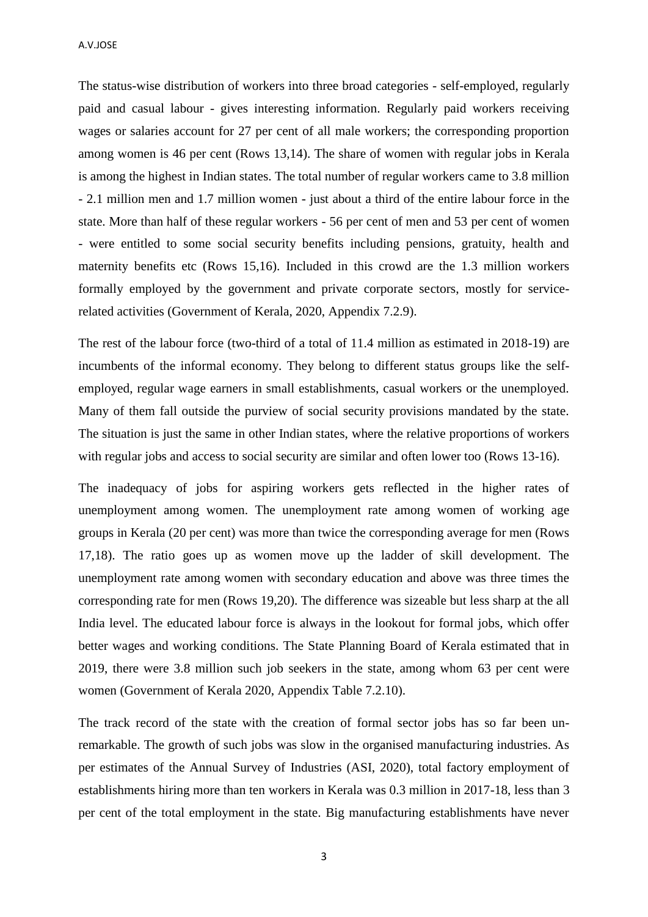The status-wise distribution of workers into three broad categories - self-employed, regularly paid and casual labour - gives interesting information. Regularly paid workers receiving wages or salaries account for 27 per cent of all male workers; the corresponding proportion among women is 46 per cent (Rows 13,14). The share of women with regular jobs in Kerala is among the highest in Indian states. The total number of regular workers came to 3.8 million - 2.1 million men and 1.7 million women - just about a third of the entire labour force in the state. More than half of these regular workers - 56 per cent of men and 53 per cent of women - were entitled to some social security benefits including pensions, gratuity, health and maternity benefits etc (Rows 15,16). Included in this crowd are the 1.3 million workers formally employed by the government and private corporate sectors, mostly for service-related activities (Government of Kerala, 2020, Appendix 7.2.9).

The rest of the labour force (two-third of a total of 11.4 million as estimated in 2018-19) are incumbents of the informal economy. They belong to different status groups like the self-employed, regular wage earners in small establishments, casual workers or the unemployed. Many of them fall outside the purview of social security provisions mandated by the state. The situation is just the same in other Indian states, where the relative proportions of workers with regular jobs and access to social security are similar and often lower too (Rows 13-16).

The inadequacy of jobs for aspiring workers gets reflected in the higher rates of unemployment among women. The unemployment rate among women of working age groups in Kerala (20 per cent) was more than twice the corresponding average for men (Rows 17,18). The ratio goes up as women move up the ladder of skill development. The unemployment rate among women with secondary education and above was three times the corresponding rate for men (Rows 19,20). The difference was sizeable but less sharp at the all India level. The educated labour force is always in the lookout for formal jobs, which offer better wages and working conditions. The State Planning Board of Kerala estimated that in 2019, there were 3.8 million such job seekers in the state, among whom 63 per cent were women (Government of Kerala 2020, Appendix Table 7.2.10).

The track record of the state with the creation of formal sector jobs has so far been un-remarkable. The growth of such jobs was slow in the organised manufacturing industries. As per estimates of the Annual Survey of Industries (ASI, 2020), total factory employment of establishments hiring more than ten workers in Kerala was 0.3 million in 2017-18, less than 3 per cent of the total employment in the state. Big manufacturing establishments have never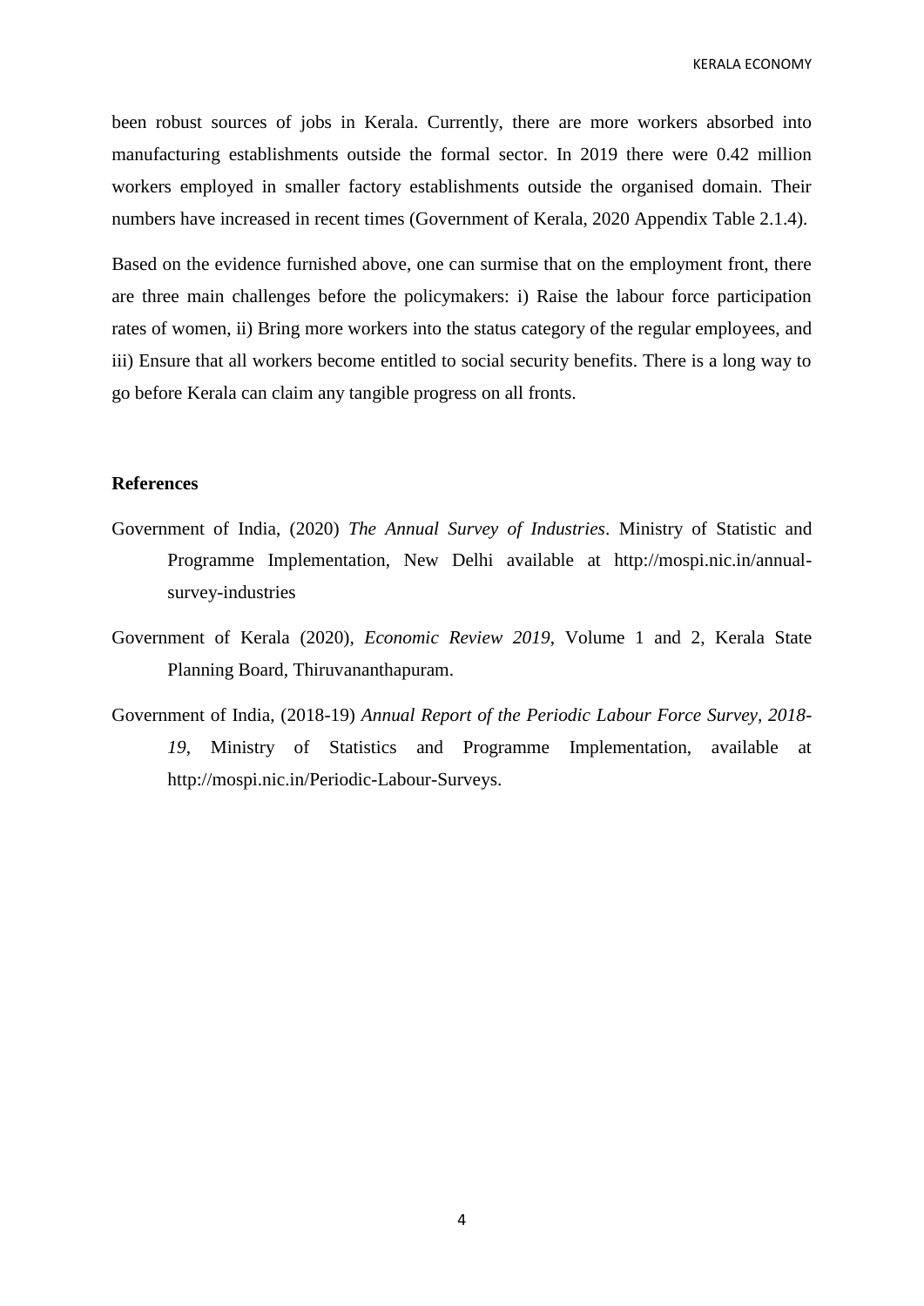been robust sources of jobs in Kerala. Currently, there are more workers absorbed into manufacturing establishments outside the formal sector. In 2019 there were 0.42 million workers employed in smaller factory establishments outside the organised domain. Their numbers have increased in recent times (Government of Kerala, 2020 Appendix Table 2.1.4).

Based on the evidence furnished above, one can surmise that on the employment front, there are three main challenges before the policymakers: i) Raise the labour force participation rates of women, ii) Bring more workers into the status category of the regular employees, and iii) Ensure that all workers become entitled to social security benefits. There is a long way to go before Kerala can claim any tangible progress on all fronts.

## References

Government of India, (2020) *The Annual Survey of Industries*. Ministry of Statistic and Programme Implementation, New Delhi available at http://mospi.nic.in/annual-survey-industries

Government of Kerala (2020), *Economic Review 2019*, Volume 1 and 2, Kerala State Planning Board, Thiruvananthapuram.

Government of India, (2018-19) *Annual Report of the Periodic Labour Force Survey, 2018-19*, Ministry of Statistics and Programme Implementation, available at http://mospi.nic.in/Periodic-Labour-Surveys.